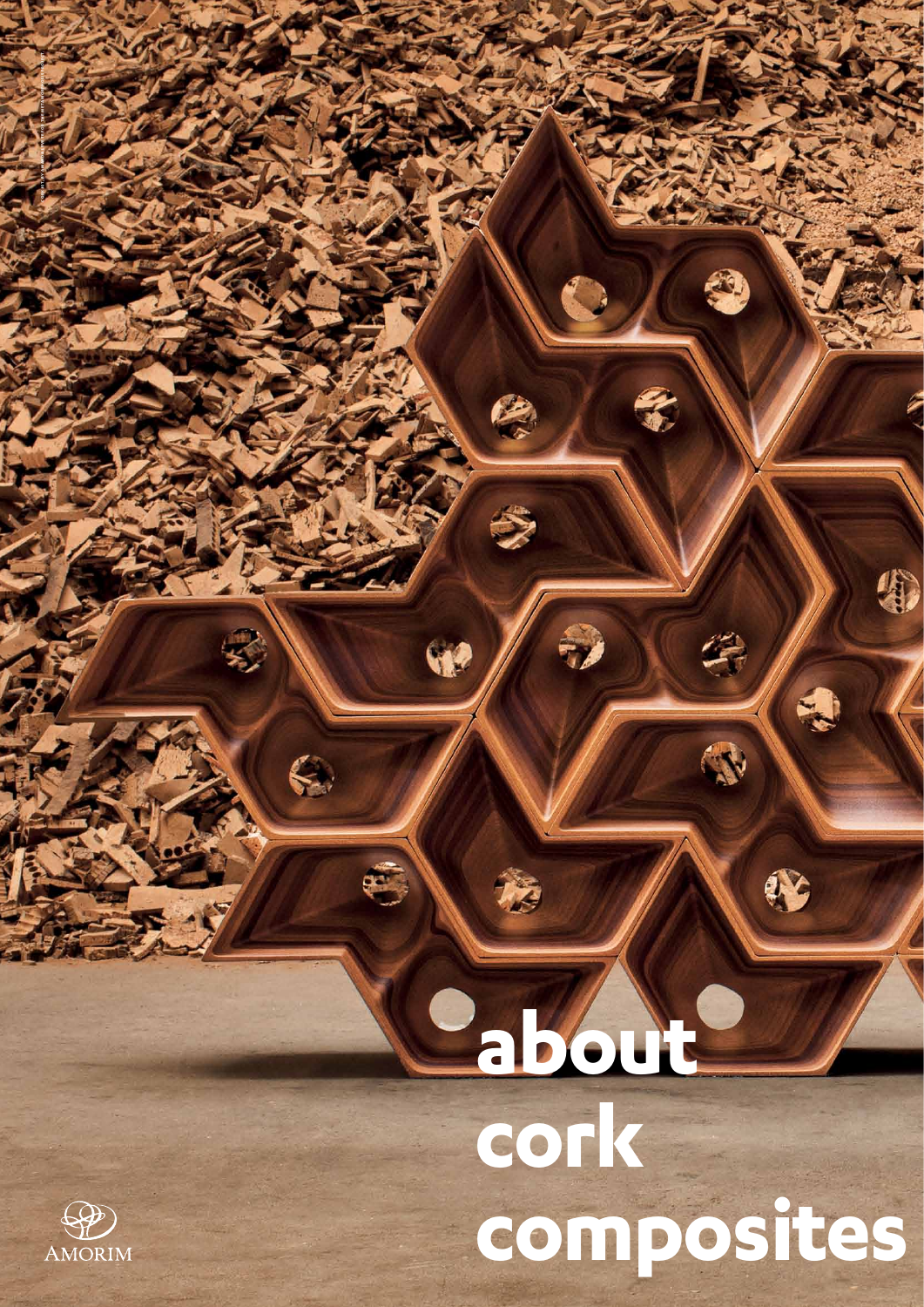# about cork composites

AMORIM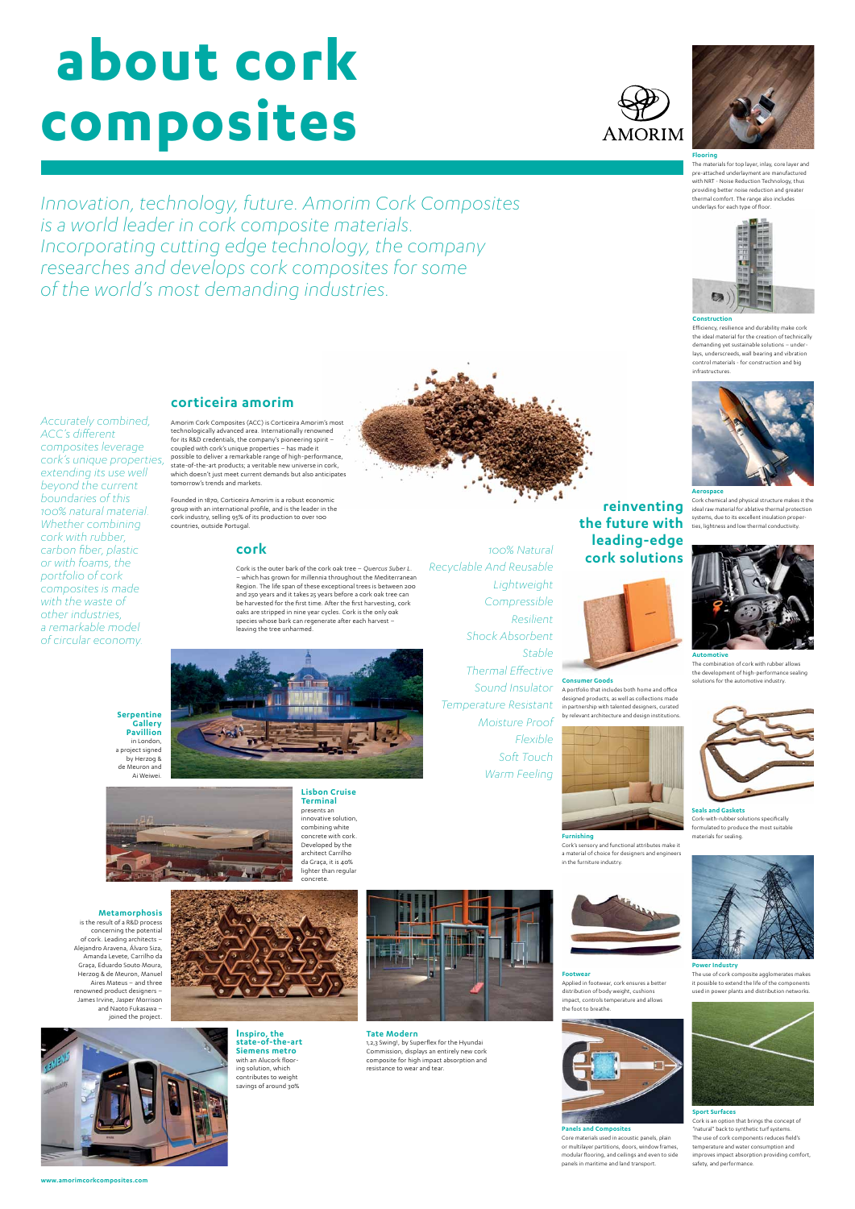# about cork composites

AMORIM

*Innovation, technology, future. Amorim Cork Composites is a world leader in cork composite materials. Incorporating cutting edge technology, the company researches and develops cork composites for some of the world's most demanding industries.*

*Accurately combined, ACC's different composites leverage cork's unique properties, extending its use well beyond the current boundaries of this 100% natural material. Whether combining cork with rubber, carbon fiber, plastic or with foams, the portfolio of cork composites is made with the waste of other industries, a remarkable model of circular economy.*

## corticeira amorim

Amorim Cork Composites (ACC) is Corticeira Amorim's most technologically advanced area. Internationally renowned for its R&D credentials, the company's pioneering spirit – coupled with cork's unique properties – has made it possible to deliver a remarkable range of high-performance, state-of-the-art products; a veritable new universe in cork, which doesn't just meet current demands but also anticipates tomorrow's trends and markets.

Founded in 1870, Corticeira Amorim is a robust economic group with an international profile, and is the leader in the cork industry, selling 95% of its production to over 100 countries, outside Portugal.

## cork

Cork is the outer bark of the cork oak tree – *Quercus Suber L.* – which has grown for millennia throughout the Mediterranean Region. The life span of these exceptional trees is between 200 and 250 years and it takes 25 years before a cork oak tree can be harvested for the first time. After the first harvesting, cork oaks are stripped in nine year cycles. Cork is the only oak species whose bark can regenerate after each harvest – leaving the tree unharmed.

*100% Natural*
*Recyclable And Reusable*
*Lightweight*
*Compressible*
*Resilient*
*Shock Absorbent*
*Stable*
*Thermal Effective*
*Sound Insulator*
*Temperature Resistant*
*Moisture Proof*
*Flexible*
*Soft Touch*
*Warm Feeling*

## reinventing the future with leading-edge cork solutions

**Serpentine Gallery Pavillion** in London, a project signed by Herzog & de Meuron and Ai Weiwei.

**Lisbon Cruise Terminal** presents an innovative solution, combining white concrete with cork. Developed by the architect Carrilho da Graça, it is 40% lighter than regular concrete.

**Metamorphosis** is the result of a R&D process concerning the potential of cork. Leading architects – Alejandro Aravena, Álvaro Siza, Amanda Levete, Carrilho da Graça, Eduardo Souto Moura, Herzog & de Meuron, Manuel Aires Mateus – and three renowned product designers – James Irvine, Jasper Morrison and Naoto Fukasawa – joined the project.

**Inspiro, the state-of-the-art Siemens metro** with an Alucork flooring solution, which contributes to weight savings of around 30%

**Tate Modern**
1,2,3 Swing!, by Superflex for the Hyundai Commission, displays an entirely new cork composite for high impact absorption and resistance to wear and tear.

**Flooring**
The materials for top layer, inlay, core layer and pre-attached underlayment are manufactured with NRT - Noise Reduction Technology, thus providing better noise reduction and greater thermal comfort. The range also includes underlays for each type of floor.

**Construction**
Efficiency, resilience and durability make cork the ideal material for the creation of technically demanding yet sustainable solutions – underlays, underscreeds, wall bearing and vibration control materials - for construction and big infrastructures.

**Aerospace**
Cork chemical and physical structure makes it the ideal raw material for ablative thermal protection systems, due to its excellent insulation properties, lightness and low thermal conductivity.

**Automotive**
The combination of cork with rubber allows the development of high-performance sealing solutions for the automotive industry.

**Consumer Goods**
A portfolio that includes both home and office designed products, as well as collections made in partnership with talented designers, curated by relevant architecture and design institutions.

**Seals and Gaskets**
Cork-with-rubber solutions specifically formulated to produce the most suitable materials for sealing.

**Furnishing**
Cork's sensory and functional attributes make it a material of choice for designers and engineers in the furniture industry.

**Power Industry**
The use of cork composite agglomerates makes it possible to extend the life of the components used in power plants and distribution networks.

**Footwear**
Applied in footwear, cork ensures a better distribution of body weight, cushions impact, controls temperature and allows the foot to breathe.

**Panels and Composites**
Core materials used in acoustic panels, plain or multilayer partitions, doors, window frames, modular flooring, and ceilings and even to side panels in maritime and land transport.

**Sport Surfaces**
Cork is an option that brings the concept of "natural" back to synthetic turf systems. The use of cork components reduces field's temperature and water consumption and improves impact absorption providing comfort, safety, and performance.

www.amorimcorkcomposites.com